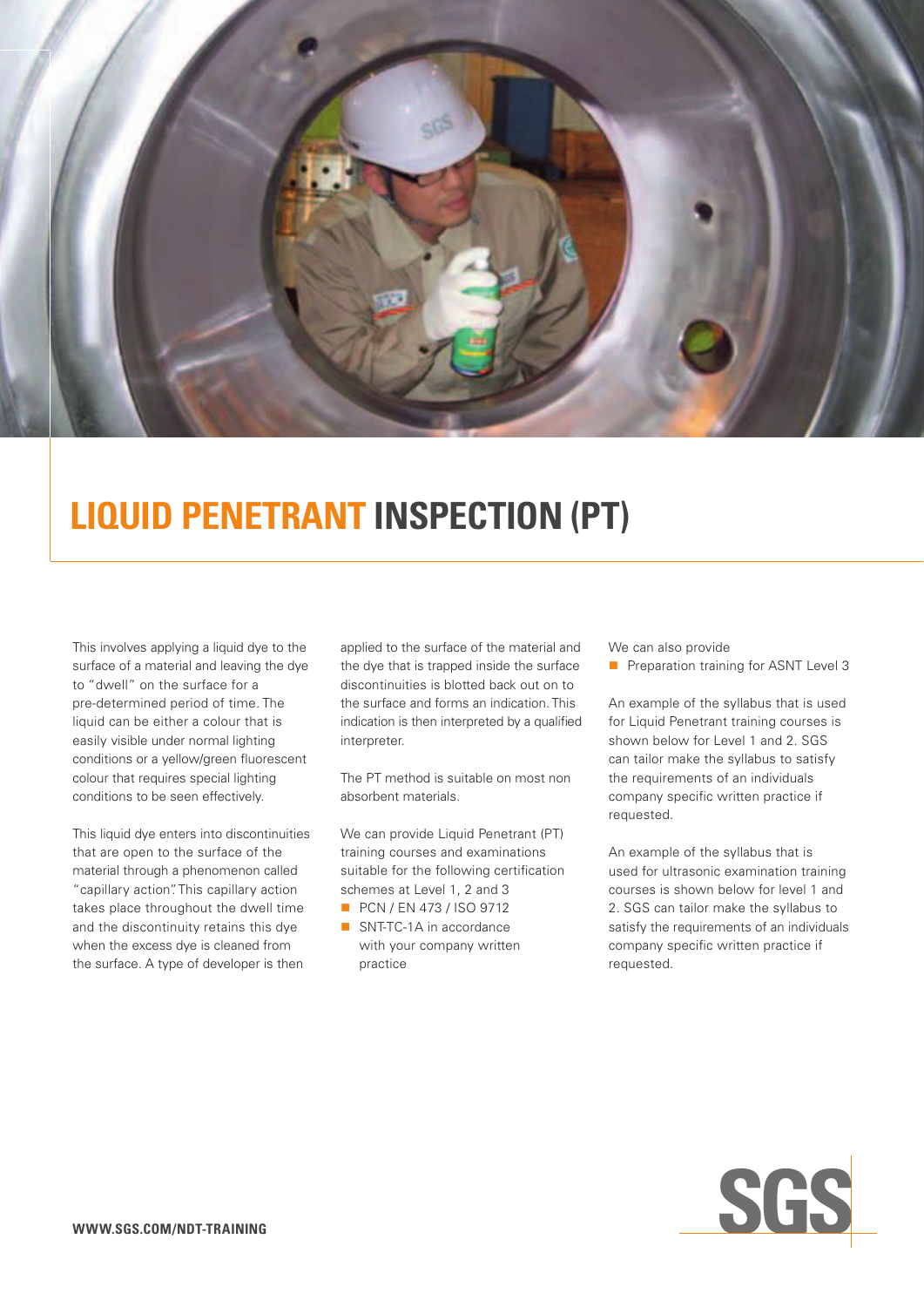# LIQUID PENETRANT INSPECTION (PT)

This involves applying a liquid dye to the surface of a material and leaving the dye to "dwell" on the surface for a pre-determined period of time. The liquid can be either a colour that is easily visible under normal lighting conditions or a yellow/green fluorescent colour that requires special lighting conditions to be seen effectively.

This liquid dye enters into discontinuities that are open to the surface of the material through a phenomenon called "capillary action". This capillary action takes place throughout the dwell time and the discontinuity retains this dye when the excess dye is cleaned from the surface. A type of developer is then applied to the surface of the material and the dye that is trapped inside the surface discontinuities is blotted back out on to the surface and forms an indication. This indication is then interpreted by a qualified interpreter.

The PT method is suitable on most non absorbent materials.

We can provide Liquid Penetrant (PT) training courses and examinations suitable for the following certification schemes at Level 1, 2 and 3

- PCN / EN 473 / ISO 9712
- SNT-TC-1A in accordance with your company written practice

We can also provide

- Preparation training for ASNT Level 3

An example of the syllabus that is used for Liquid Penetrant training courses is shown below for Level 1 and 2. SGS can tailor make the syllabus to satisfy the requirements of an individuals company specific written practice if requested.

An example of the syllabus that is used for ultrasonic examination training courses is shown below for level 1 and 2. SGS can tailor make the syllabus to satisfy the requirements of an individuals company specific written practice if requested.

**WWW.SGS.COM/NDT-TRAINING**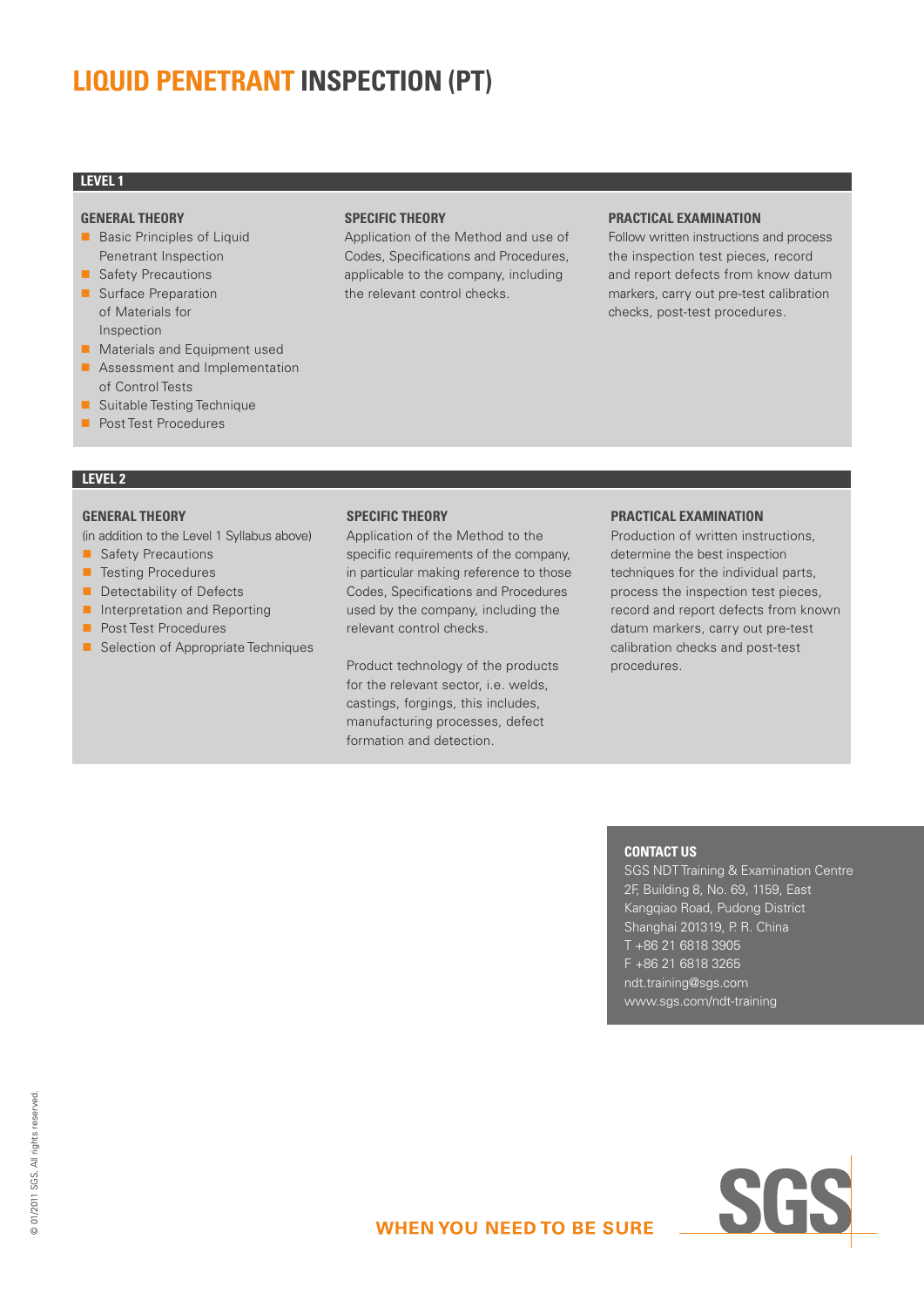# LIQUID PENETRANT INSPECTION (PT)

## LEVEL 1

### GENERAL THEORY

- Basic Principles of Liquid Penetrant Inspection
- Safety Precautions
- Surface Preparation of Materials for Inspection
- Materials and Equipment used
- Assessment and Implementation of Control Tests
- Suitable Testing Technique
- Post Test Procedures

### SPECIFIC THEORY

Application of the Method and use of Codes, Specifications and Procedures, applicable to the company, including the relevant control checks.

### PRACTICAL EXAMINATION

Follow written instructions and process the inspection test pieces, record and report defects from know datum markers, carry out pre-test calibration checks, post-test procedures.

## LEVEL 2

### GENERAL THEORY

(in addition to the Level 1 Syllabus above)

- Safety Precautions
- Testing Procedures
- Detectability of Defects
- Interpretation and Reporting
- Post Test Procedures
- Selection of Appropriate Techniques

### SPECIFIC THEORY

Application of the Method to the specific requirements of the company, in particular making reference to those Codes, Specifications and Procedures used by the company, including the relevant control checks.

Product technology of the products for the relevant sector, i.e. welds, castings, forgings, this includes, manufacturing processes, defect formation and detection.

### PRACTICAL EXAMINATION

Production of written instructions, determine the best inspection techniques for the individual parts, process the inspection test pieces, record and report defects from known datum markers, carry out pre-test calibration checks and post-test procedures.

### CONTACT US

SGS NDT Training & Examination Centre
2F, Building 8, No. 69, 1159, East Kangqiao Road, Pudong District
Shanghai 201319, P. R. China
T +86 21 6818 3905
F +86 21 6818 3265
ndt.training@sgs.com
www.sgs.com/ndt-training

WHEN YOU NEED TO BE SURE

SGS

© 01/2011 SGS. All rights reserved.